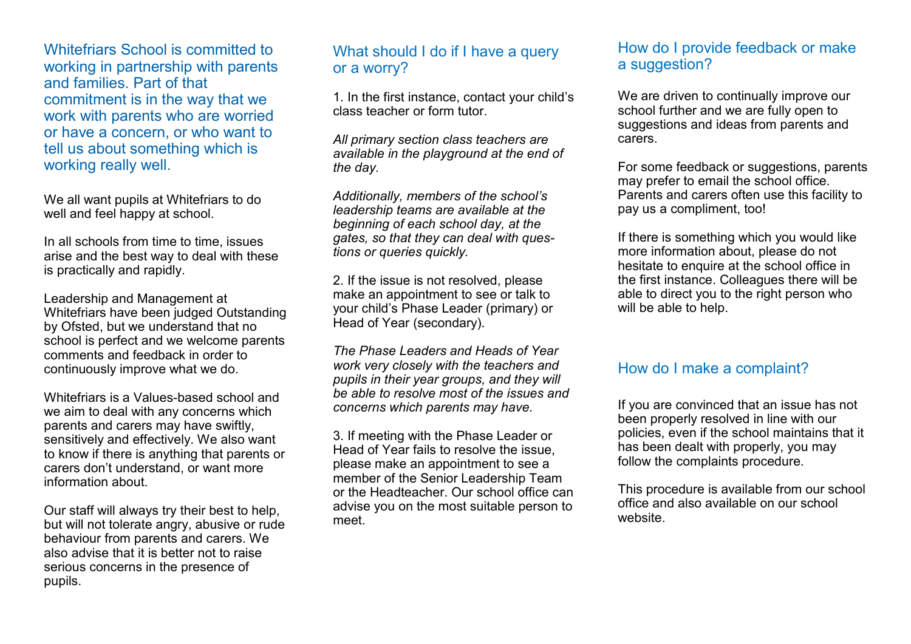Whitefriars School is committed to working in partnership with parents and families. Part of that commitment is in the way that we work with parents who are worried or have a concern, or who want to tell us about something which is working really well.

We all want pupils at Whitefriars to do well and feel happy at school.

In all schools from time to time, issues arise and the best way to deal with these is practically and rapidly.

Leadership and Management at Whitefriars have been judged Outstanding by Ofsted, but we understand that no school is perfect and we welcome parents comments and feedback in order to continuously improve what we do.

Whitefriars is a Values-based school and we aim to deal with any concerns which parents and carers may have swiftly, sensitively and effectively. We also want to know if there is anything that parents or carers don't understand, or want more information about.

Our staff will always try their best to help, but will not tolerate angry, abusive or rude behaviour from parents and carers. We also advise that it is better not to raise serious concerns in the presence of pupils.

## What should I do if I have a query or a worry?

1. In the first instance, contact your child's class teacher or form tutor.

*All primary section class teachers are available in the playground at the end of the day.*

*Additionally, members of the school's leadership teams are available at the beginning of each school day, at the gates, so that they can deal with questions or queries quickly.*

2. If the issue is not resolved, please make an appointment to see or talk to your child's Phase Leader (primary) or Head of Year (secondary).

*The Phase Leaders and Heads of Year work very closely with the teachers and pupils in their year groups, and they will be able to resolve most of the issues and concerns which parents may have.*

3. If meeting with the Phase Leader or Head of Year fails to resolve the issue, please make an appointment to see a member of the Senior Leadership Team or the Headteacher. Our school office can advise you on the most suitable person to meet.

## How do I provide feedback or make a suggestion?

We are driven to continually improve our school further and we are fully open to suggestions and ideas from parents and carers.

For some feedback or suggestions, parents may prefer to email the school office. Parents and carers often use this facility to pay us a compliment, too!

If there is something which you would like more information about, please do not hesitate to enquire at the school office in the first instance. Colleagues there will be able to direct you to the right person who will be able to help.

## How do I make a complaint?

If you are convinced that an issue has not been properly resolved in line with our policies, even if the school maintains that it has been dealt with properly, you may follow the complaints procedure.

This procedure is available from our school office and also available on our school website.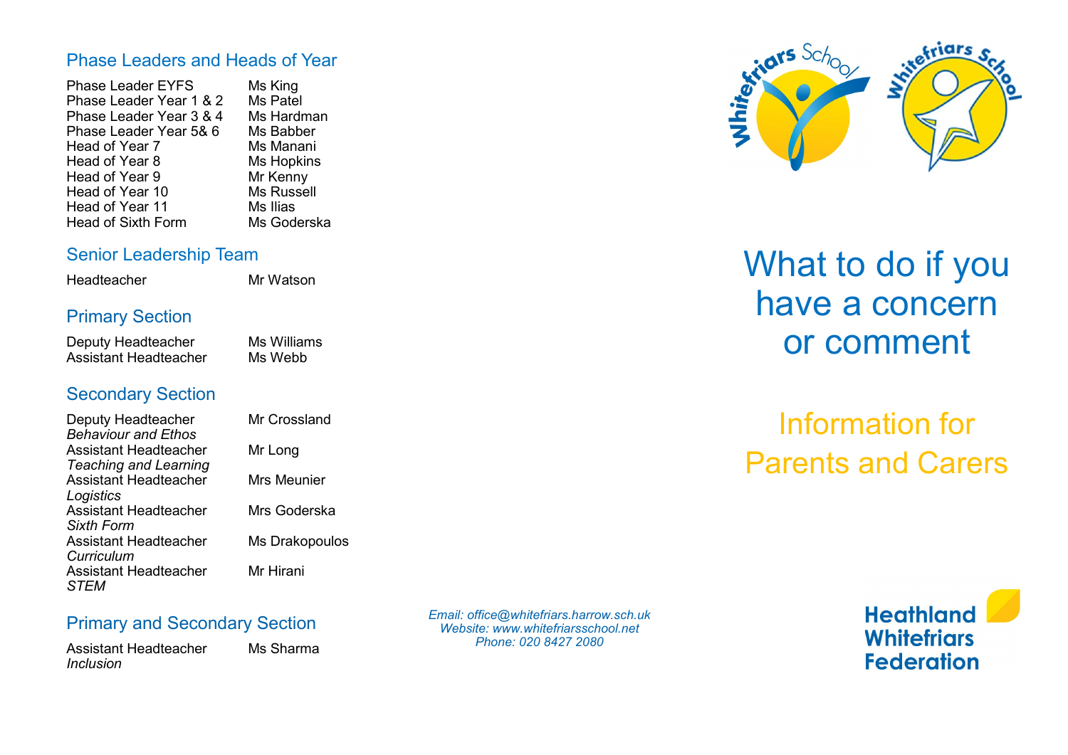## Phase Leaders and Heads of Year

| | |
|---|---|
| Phase Leader EYFS | Ms King |
| Phase Leader Year 1 & 2 | Ms Patel |
| Phase Leader Year 3 & 4 | Ms Hardman |
| Phase Leader Year 5& 6 | Ms Babber |
| Head of Year 7 | Ms Manani |
| Head of Year 8 | Ms Hopkins |
| Head of Year 9 | Mr Kenny |
| Head of Year 10 | Ms Russell |
| Head of Year 11 | Ms Ilias |
| Head of Sixth Form | Ms Goderska |

## Senior Leadership Team

| | |
|---|---|
| Headteacher | Mr Watson |

## Primary Section

| | |
|---|---|
| Deputy Headteacher | Ms Williams |
| Assistant Headteacher | Ms Webb |

## Secondary Section

| | |
|---|---|
| Deputy Headteacher *Behaviour and Ethos* | Mr Crossland |
| Assistant Headteacher *Teaching and Learning* | Mr Long |
| Assistant Headteacher *Logistics* | Mrs Meunier |
| Assistant Headteacher *Sixth Form* | Mrs Goderska |
| Assistant Headteacher *Curriculum* | Ms Drakopoulos |
| Assistant Headteacher *STEM* | Mr Hirani |

## Primary and Secondary Section

| | |
|---|---|
| Assistant Headteacher *Inclusion* | Ms Sharma |

*Email: office@whitefriars.harrow.sch.uk*
*Website: www.whitefriarsschool.net*
*Phone: 020 8427 2080*

Whitefriars School

# What to do if you have a concern or comment

## Information for Parents and Carers

**Heathland Whitefriars Federation**